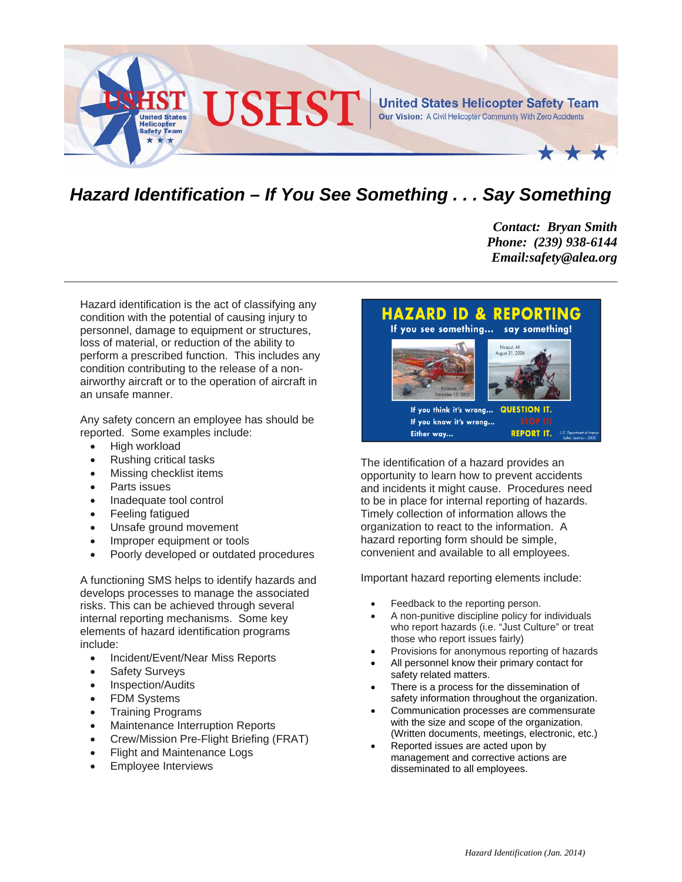# USHST

**United States Helicopter Safety Team**

**Our Vision:** A Civil Helicopter Community With Zero Accidents

## *Hazard Identification – If You See Something . . . Say Something*

***Contact: Bryan Smith***
***Phone: (239) 938-6144***
***Email:safety@alea.org***

---

Hazard identification is the act of classifying any condition with the potential of causing injury to personnel, damage to equipment or structures, loss of material, or reduction of the ability to perform a prescribed function. This includes any condition contributing to the release of a non-airworthy aircraft or to the operation of aircraft in an unsafe manner.

Any safety concern an employee has should be reported. Some examples include:

- High workload
- Rushing critical tasks
- Missing checklist items
- Parts issues
- Inadequate tool control
- Feeling fatigued
- Unsafe ground movement
- Improper equipment or tools
- Poorly developed or outdated procedures

A functioning SMS helps to identify hazards and develops processes to manage the associated risks. This can be achieved through several internal reporting mechanisms. Some key elements of hazard identification programs include:

- Incident/Event/Near Miss Reports
- Safety Surveys
- Inspection/Audits
- FDM Systems
- Training Programs
- Maintenance Interruption Reports
- Crew/Mission Pre-Flight Briefing (FRAT)
- Flight and Maintenance Logs
- Employee Interviews

**HAZARD ID & REPORTING**

**If you see something... say something!**

Escalante, UT December 13, 2005

Nuiqsut, AK August 21, 2006

If you think it's wrong... **QUESTION IT.**
If you know it's wrong... **STOP IT!**
Either way... **REPORT IT.**

U.S. Department of Interior Safety Seminar - 2008

The identification of a hazard provides an opportunity to learn how to prevent accidents and incidents it might cause. Procedures need to be in place for internal reporting of hazards. Timely collection of information allows the organization to react to the information. A hazard reporting form should be simple, convenient and available to all employees.

Important hazard reporting elements include:

- Feedback to the reporting person.
- A non-punitive discipline policy for individuals who report hazards (i.e. "Just Culture" or treat those who report issues fairly)
- Provisions for anonymous reporting of hazards
- All personnel know their primary contact for safety related matters.
- There is a process for the dissemination of safety information throughout the organization.
- Communication processes are commensurate with the size and scope of the organization. (Written documents, meetings, electronic, etc.)
- Reported issues are acted upon by management and corrective actions are disseminated to all employees.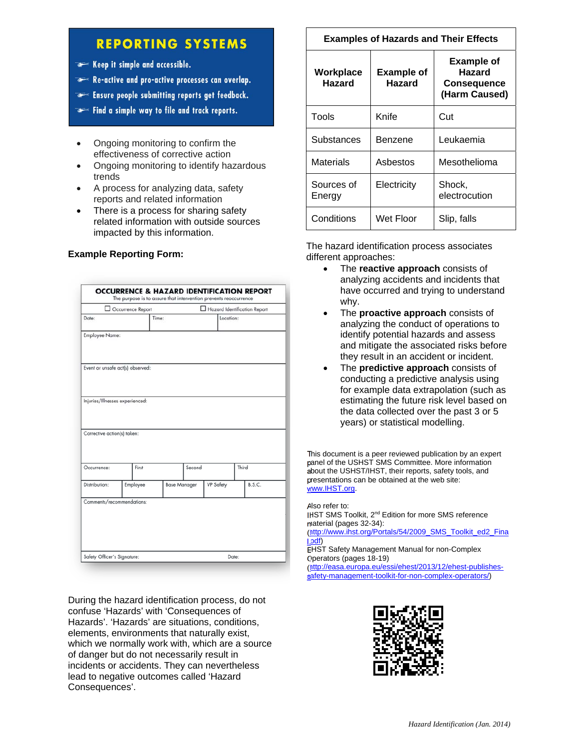## REPORTING SYSTEMS

- Keep it simple and accessible.
- Re-active and pro-active processes can overlap.
- Ensure people submitting reports get feedback.
- Find a simple way to file and track reports.

- Ongoing monitoring to confirm the effectiveness of corrective action
- Ongoing monitoring to identify hazardous trends
- A process for analyzing data, safety reports and related information
- There is a process for sharing safety related information with outside sources impacted by this information.

**Example Reporting Form:**

**OCCURRENCE & HAZARD IDENTIFICATION REPORT**

The purpose is to assure that intervention prevents reoccurrence

☐ Occurrence Report ☐ Hazard Identification Report

| Date: | Time: | Location: |
|---|---|---|

Employee Name:

Event or unsafe act(s) observed:

Injuries/Illnesses experienced:

Corrective action(s) taken:

| Occurrence: | First | Second | Third |
|---|---|---|---|

| Distribution: | Employee | Base Manager | VP Safety | B.S.C. |
|---|---|---|---|---|

Comments/recommendations:

Safety Officer's Signature: Date:

During the hazard identification process, do not confuse 'Hazards' with 'Consequences of Hazards'. 'Hazards' are situations, conditions, elements, environments that naturally exist, which we normally work with, which are a source of danger but do not necessarily result in incidents or accidents. They can nevertheless lead to negative outcomes called 'Hazard Consequences'.

**Examples of Hazards and Their Effects**

| Workplace Hazard | Example of Hazard | Example of Hazard Consequence (Harm Caused) |
|---|---|---|
| Tools | Knife | Cut |
| Substances | Benzene | Leukaemia |
| Materials | Asbestos | Mesothelioma |
| Sources of Energy | Electricity | Shock, electrocution |
| Conditions | Wet Floor | Slip, falls |

The hazard identification process associates different approaches:

- The **reactive approach** consists of analyzing accidents and incidents that have occurred and trying to understand why.
- The **proactive approach** consists of analyzing the conduct of operations to identify potential hazards and assess and mitigate the associated risks before they result in an accident or incident.
- The **predictive approach** consists of conducting a predictive analysis using for example data extrapolation (such as estimating the future risk level based on the data collected over the past 3 or 5 years) or statistical modelling.

This document is a peer reviewed publication by an expert panel of the USHST SMS Committee. More information about the USHST/IHST, their reports, safety tools, and presentations can be obtained at the web site: www.IHST.org.

Also refer to:
IHST SMS Toolkit, 2nd Edition for more SMS reference material (pages 32-34):
(http://www.ihst.org/Portals/54/2009_SMS_Toolkit_ed2_Final.pdf)
EHST Safety Management Manual for non-Complex Operators (pages 18-19)
(http://easa.europa.eu/essi/ehest/2013/12/ehest-publishes-safety-management-toolkit-for-non-complex-operators/)